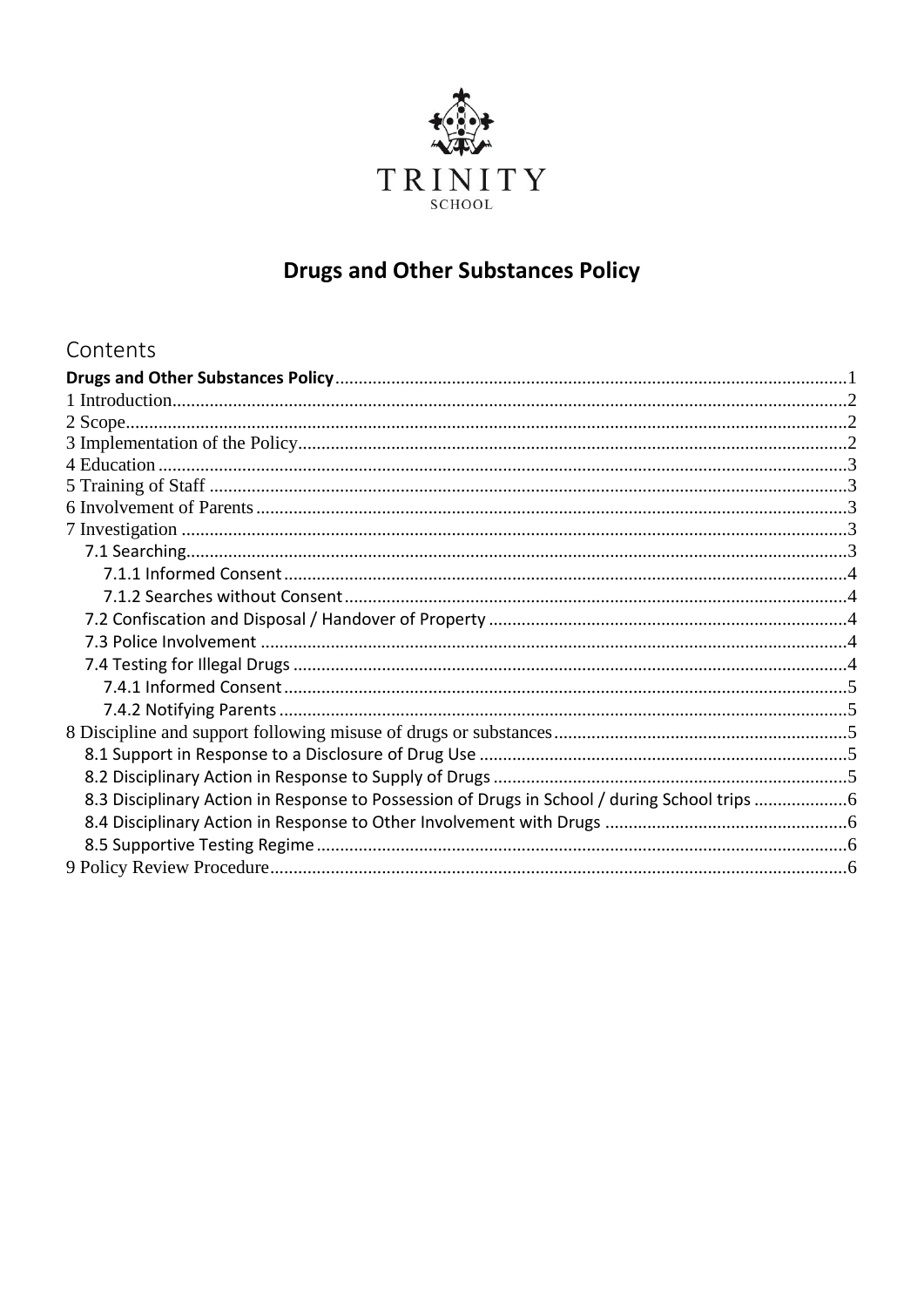TRINITY

SCHOOL

# Drugs and Other Substances Policy

## Contents

**Drugs and Other Substances Policy** ..... 1

1 Introduction ..... 2

2 Scope ..... 2

3 Implementation of the Policy ..... 2

4 Education ..... 3

5 Training of Staff ..... 3

6 Involvement of Parents ..... 3

7 Investigation ..... 3

- 7.1 Searching ..... 3
  - 7.1.1 Informed Consent ..... 4
  - 7.1.2 Searches without Consent ..... 4
- 7.2 Confiscation and Disposal / Handover of Property ..... 4
- 7.3 Police Involvement ..... 4
- 7.4 Testing for Illegal Drugs ..... 4
  - 7.4.1 Informed Consent ..... 5
  - 7.4.2 Notifying Parents ..... 5

8 Discipline and support following misuse of drugs or substances ..... 5

- 8.1 Support in Response to a Disclosure of Drug Use ..... 5
- 8.2 Disciplinary Action in Response to Supply of Drugs ..... 5
- 8.3 Disciplinary Action in Response to Possession of Drugs in School / during School trips ..... 6
- 8.4 Disciplinary Action in Response to Other Involvement with Drugs ..... 6
- 8.5 Supportive Testing Regime ..... 6

9 Policy Review Procedure ..... 6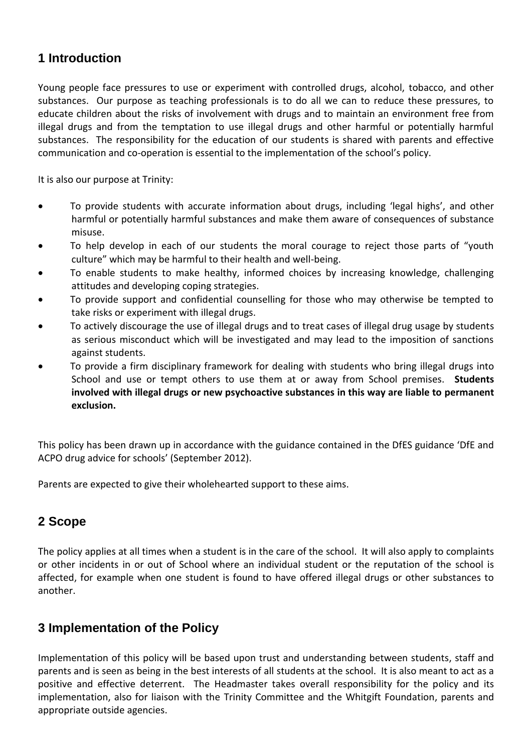## 1 Introduction

Young people face pressures to use or experiment with controlled drugs, alcohol, tobacco, and other substances. Our purpose as teaching professionals is to do all we can to reduce these pressures, to educate children about the risks of involvement with drugs and to maintain an environment free from illegal drugs and from the temptation to use illegal drugs and other harmful or potentially harmful substances. The responsibility for the education of our students is shared with parents and effective communication and co-operation is essential to the implementation of the school's policy.

It is also our purpose at Trinity:

- To provide students with accurate information about drugs, including 'legal highs', and other harmful or potentially harmful substances and make them aware of consequences of substance misuse.
- To help develop in each of our students the moral courage to reject those parts of "youth culture" which may be harmful to their health and well-being.
- To enable students to make healthy, informed choices by increasing knowledge, challenging attitudes and developing coping strategies.
- To provide support and confidential counselling for those who may otherwise be tempted to take risks or experiment with illegal drugs.
- To actively discourage the use of illegal drugs and to treat cases of illegal drug usage by students as serious misconduct which will be investigated and may lead to the imposition of sanctions against students.
- To provide a firm disciplinary framework for dealing with students who bring illegal drugs into School and use or tempt others to use them at or away from School premises. **Students involved with illegal drugs or new psychoactive substances in this way are liable to permanent exclusion.**

This policy has been drawn up in accordance with the guidance contained in the DfES guidance 'DfE and ACPO drug advice for schools' (September 2012).

Parents are expected to give their wholehearted support to these aims.

## 2 Scope

The policy applies at all times when a student is in the care of the school. It will also apply to complaints or other incidents in or out of School where an individual student or the reputation of the school is affected, for example when one student is found to have offered illegal drugs or other substances to another.

## 3 Implementation of the Policy

Implementation of this policy will be based upon trust and understanding between students, staff and parents and is seen as being in the best interests of all students at the school. It is also meant to act as a positive and effective deterrent. The Headmaster takes overall responsibility for the policy and its implementation, also for liaison with the Trinity Committee and the Whitgift Foundation, parents and appropriate outside agencies.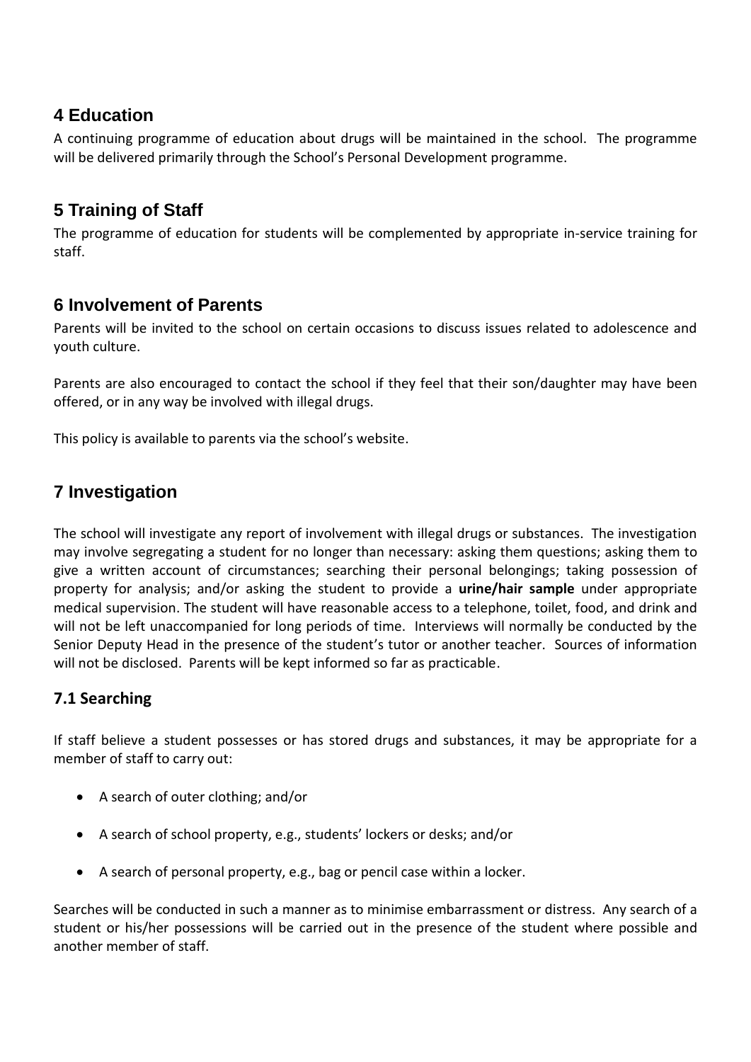## 4 Education

A continuing programme of education about drugs will be maintained in the school. The programme will be delivered primarily through the School's Personal Development programme.

## 5 Training of Staff

The programme of education for students will be complemented by appropriate in-service training for staff.

## 6 Involvement of Parents

Parents will be invited to the school on certain occasions to discuss issues related to adolescence and youth culture.

Parents are also encouraged to contact the school if they feel that their son/daughter may have been offered, or in any way be involved with illegal drugs.

This policy is available to parents via the school's website.

## 7 Investigation

The school will investigate any report of involvement with illegal drugs or substances. The investigation may involve segregating a student for no longer than necessary: asking them questions; asking them to give a written account of circumstances; searching their personal belongings; taking possession of property for analysis; and/or asking the student to provide a **urine/hair sample** under appropriate medical supervision. The student will have reasonable access to a telephone, toilet, food, and drink and will not be left unaccompanied for long periods of time. Interviews will normally be conducted by the Senior Deputy Head in the presence of the student's tutor or another teacher. Sources of information will not be disclosed. Parents will be kept informed so far as practicable.

### 7.1 Searching

If staff believe a student possesses or has stored drugs and substances, it may be appropriate for a member of staff to carry out:

- A search of outer clothing; and/or
- A search of school property, e.g., students' lockers or desks; and/or
- A search of personal property, e.g., bag or pencil case within a locker.

Searches will be conducted in such a manner as to minimise embarrassment or distress. Any search of a student or his/her possessions will be carried out in the presence of the student where possible and another member of staff.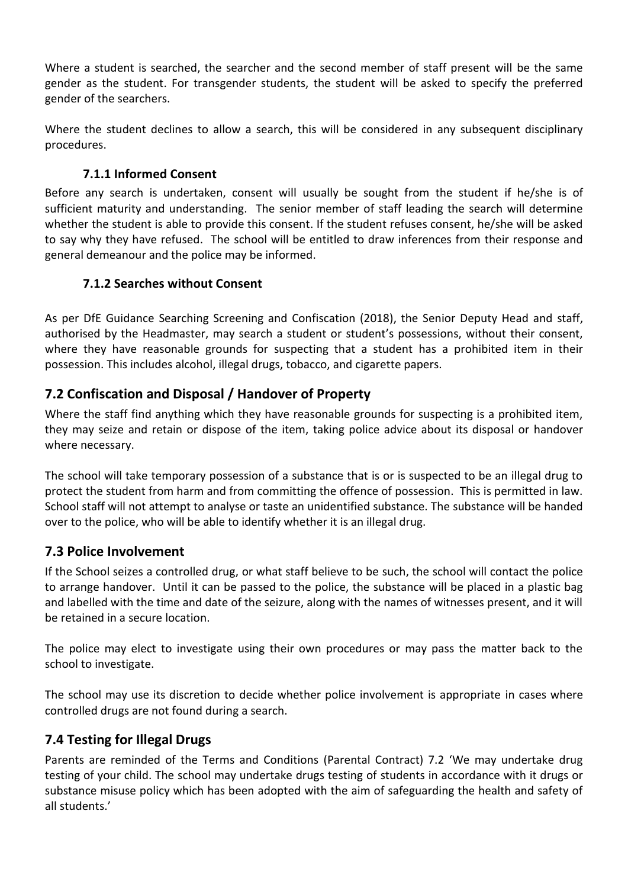Where a student is searched, the searcher and the second member of staff present will be the same gender as the student. For transgender students, the student will be asked to specify the preferred gender of the searchers.

Where the student declines to allow a search, this will be considered in any subsequent disciplinary procedures.

#### 7.1.1 Informed Consent

Before any search is undertaken, consent will usually be sought from the student if he/she is of sufficient maturity and understanding. The senior member of staff leading the search will determine whether the student is able to provide this consent. If the student refuses consent, he/she will be asked to say why they have refused. The school will be entitled to draw inferences from their response and general demeanour and the police may be informed.

#### 7.1.2 Searches without Consent

As per DfE Guidance Searching Screening and Confiscation (2018), the Senior Deputy Head and staff, authorised by the Headmaster, may search a student or student's possessions, without their consent, where they have reasonable grounds for suspecting that a student has a prohibited item in their possession. This includes alcohol, illegal drugs, tobacco, and cigarette papers.

### 7.2 Confiscation and Disposal / Handover of Property

Where the staff find anything which they have reasonable grounds for suspecting is a prohibited item, they may seize and retain or dispose of the item, taking police advice about its disposal or handover where necessary.

The school will take temporary possession of a substance that is or is suspected to be an illegal drug to protect the student from harm and from committing the offence of possession. This is permitted in law. School staff will not attempt to analyse or taste an unidentified substance. The substance will be handed over to the police, who will be able to identify whether it is an illegal drug.

### 7.3 Police Involvement

If the School seizes a controlled drug, or what staff believe to be such, the school will contact the police to arrange handover. Until it can be passed to the police, the substance will be placed in a plastic bag and labelled with the time and date of the seizure, along with the names of witnesses present, and it will be retained in a secure location.

The police may elect to investigate using their own procedures or may pass the matter back to the school to investigate.

The school may use its discretion to decide whether police involvement is appropriate in cases where controlled drugs are not found during a search.

### 7.4 Testing for Illegal Drugs

Parents are reminded of the Terms and Conditions (Parental Contract) 7.2 'We may undertake drug testing of your child. The school may undertake drugs testing of students in accordance with it drugs or substance misuse policy which has been adopted with the aim of safeguarding the health and safety of all students.'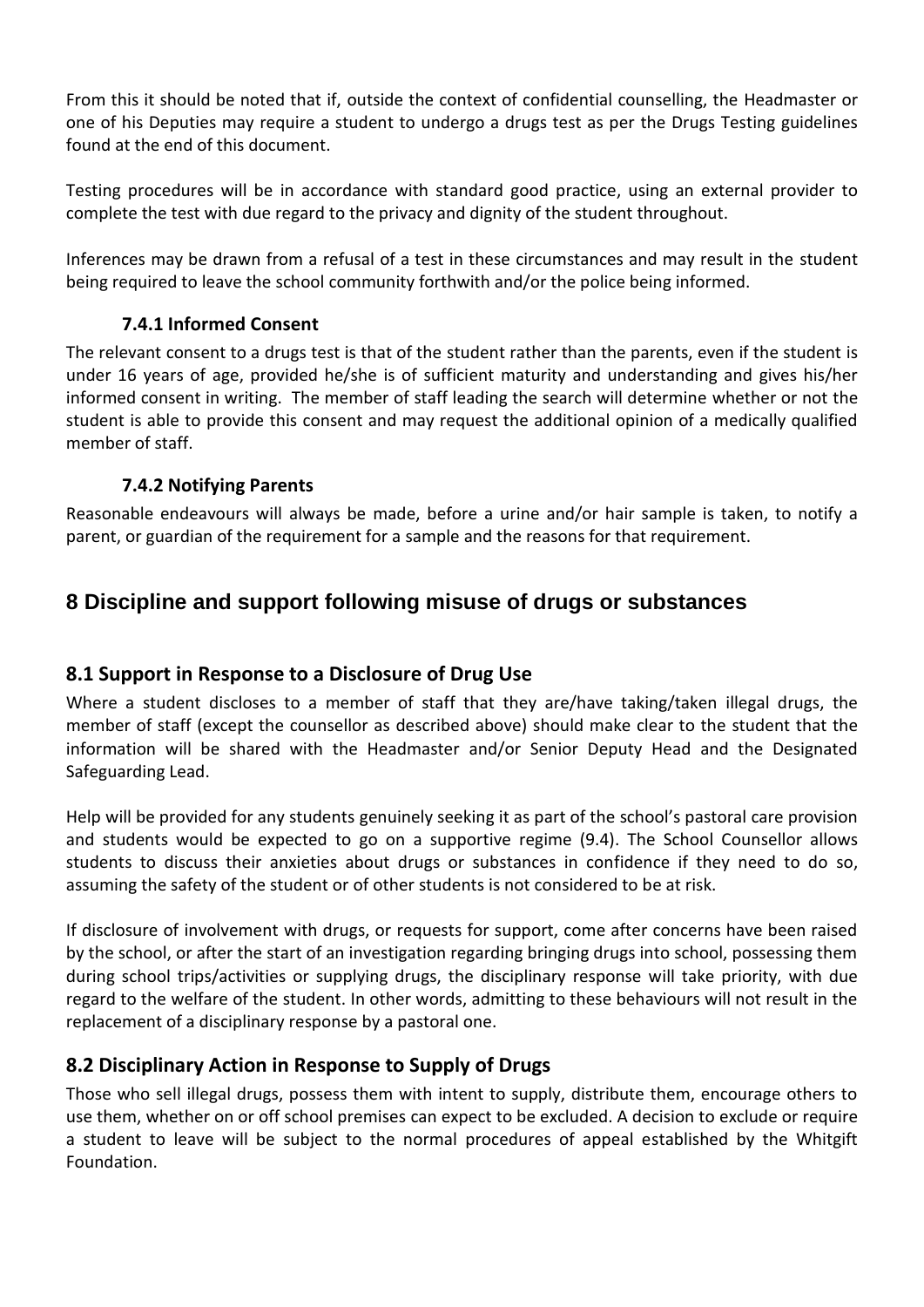From this it should be noted that if, outside the context of confidential counselling, the Headmaster or one of his Deputies may require a student to undergo a drugs test as per the Drugs Testing guidelines found at the end of this document.

Testing procedures will be in accordance with standard good practice, using an external provider to complete the test with due regard to the privacy and dignity of the student throughout.

Inferences may be drawn from a refusal of a test in these circumstances and may result in the student being required to leave the school community forthwith and/or the police being informed.

#### 7.4.1 Informed Consent

The relevant consent to a drugs test is that of the student rather than the parents, even if the student is under 16 years of age, provided he/she is of sufficient maturity and understanding and gives his/her informed consent in writing. The member of staff leading the search will determine whether or not the student is able to provide this consent and may request the additional opinion of a medically qualified member of staff.

#### 7.4.2 Notifying Parents

Reasonable endeavours will always be made, before a urine and/or hair sample is taken, to notify a parent, or guardian of the requirement for a sample and the reasons for that requirement.

# 8 Discipline and support following misuse of drugs or substances

## 8.1 Support in Response to a Disclosure of Drug Use

Where a student discloses to a member of staff that they are/have taking/taken illegal drugs, the member of staff (except the counsellor as described above) should make clear to the student that the information will be shared with the Headmaster and/or Senior Deputy Head and the Designated Safeguarding Lead.

Help will be provided for any students genuinely seeking it as part of the school's pastoral care provision and students would be expected to go on a supportive regime (9.4). The School Counsellor allows students to discuss their anxieties about drugs or substances in confidence if they need to do so, assuming the safety of the student or of other students is not considered to be at risk.

If disclosure of involvement with drugs, or requests for support, come after concerns have been raised by the school, or after the start of an investigation regarding bringing drugs into school, possessing them during school trips/activities or supplying drugs, the disciplinary response will take priority, with due regard to the welfare of the student. In other words, admitting to these behaviours will not result in the replacement of a disciplinary response by a pastoral one.

## 8.2 Disciplinary Action in Response to Supply of Drugs

Those who sell illegal drugs, possess them with intent to supply, distribute them, encourage others to use them, whether on or off school premises can expect to be excluded. A decision to exclude or require a student to leave will be subject to the normal procedures of appeal established by the Whitgift Foundation.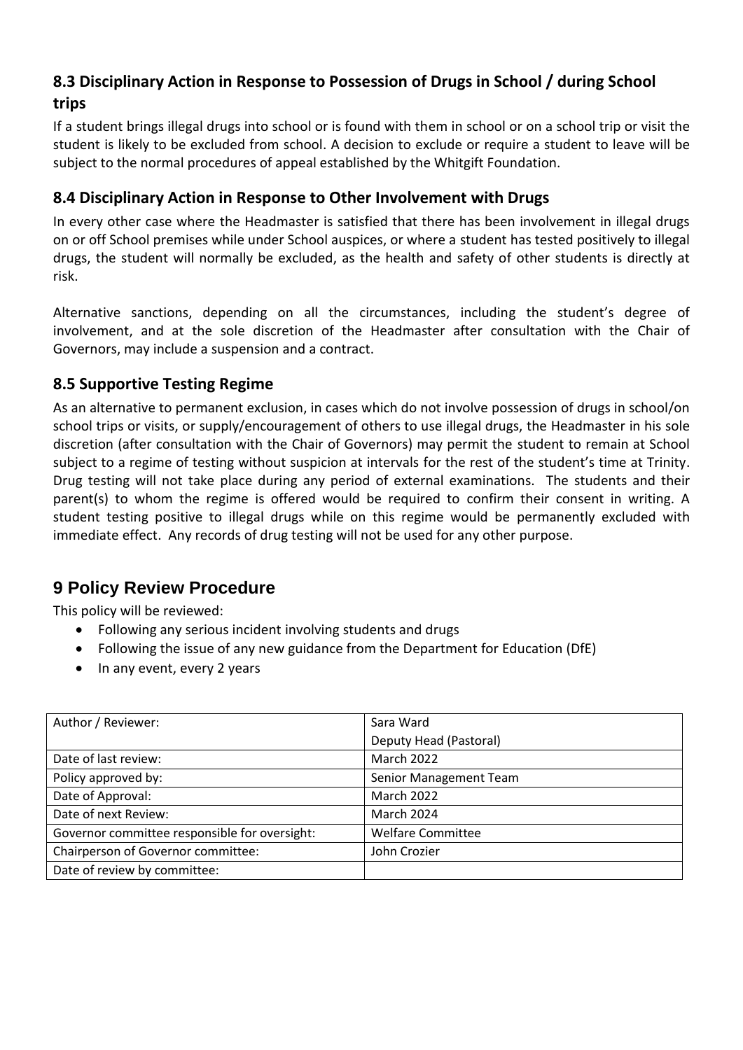### 8.3 Disciplinary Action in Response to Possession of Drugs in School / during School trips

If a student brings illegal drugs into school or is found with them in school or on a school trip or visit the student is likely to be excluded from school. A decision to exclude or require a student to leave will be subject to the normal procedures of appeal established by the Whitgift Foundation.

### 8.4 Disciplinary Action in Response to Other Involvement with Drugs

In every other case where the Headmaster is satisfied that there has been involvement in illegal drugs on or off School premises while under School auspices, or where a student has tested positively to illegal drugs, the student will normally be excluded, as the health and safety of other students is directly at risk.

Alternative sanctions, depending on all the circumstances, including the student's degree of involvement, and at the sole discretion of the Headmaster after consultation with the Chair of Governors, may include a suspension and a contract.

### 8.5 Supportive Testing Regime

As an alternative to permanent exclusion, in cases which do not involve possession of drugs in school/on school trips or visits, or supply/encouragement of others to use illegal drugs, the Headmaster in his sole discretion (after consultation with the Chair of Governors) may permit the student to remain at School subject to a regime of testing without suspicion at intervals for the rest of the student's time at Trinity. Drug testing will not take place during any period of external examinations. The students and their parent(s) to whom the regime is offered would be required to confirm their consent in writing. A student testing positive to illegal drugs while on this regime would be permanently excluded with immediate effect. Any records of drug testing will not be used for any other purpose.

## 9 Policy Review Procedure

This policy will be reviewed:

- Following any serious incident involving students and drugs
- Following the issue of any new guidance from the Department for Education (DfE)
- In any event, every 2 years

| Author / Reviewer: | Sara Ward<br>Deputy Head (Pastoral) |
|---|---|
| Date of last review: | March 2022 |
| Policy approved by: | Senior Management Team |
| Date of Approval: | March 2022 |
| Date of next Review: | March 2024 |
| Governor committee responsible for oversight: | Welfare Committee |
| Chairperson of Governor committee: | John Crozier |
| Date of review by committee: | |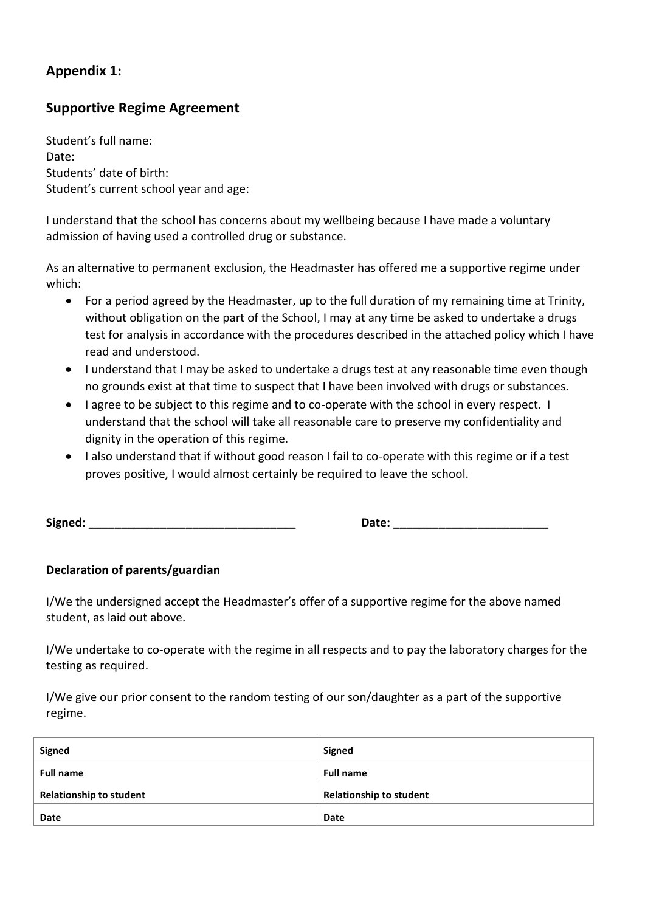## Appendix 1:

## Supportive Regime Agreement

Student's full name:
Date:
Students' date of birth:
Student's current school year and age:

I understand that the school has concerns about my wellbeing because I have made a voluntary admission of having used a controlled drug or substance.

As an alternative to permanent exclusion, the Headmaster has offered me a supportive regime under which:

- For a period agreed by the Headmaster, up to the full duration of my remaining time at Trinity, without obligation on the part of the School, I may at any time be asked to undertake a drugs test for analysis in accordance with the procedures described in the attached policy which I have read and understood.
- I understand that I may be asked to undertake a drugs test at any reasonable time even though no grounds exist at that time to suspect that I have been involved with drugs or substances.
- I agree to be subject to this regime and to co-operate with the school in every respect. I understand that the school will take all reasonable care to preserve my confidentiality and dignity in the operation of this regime.
- I also understand that if without good reason I fail to co-operate with this regime or if a test proves positive, I would almost certainly be required to leave the school.

**Signed: ________________________________** **Date: ________________________**

**Declaration of parents/guardian**

I/We the undersigned accept the Headmaster's offer of a supportive regime for the above named student, as laid out above.

I/We undertake to co-operate with the regime in all respects and to pay the laboratory charges for the testing as required.

I/We give our prior consent to the random testing of our son/daughter as a part of the supportive regime.

| **Signed** | **Signed** |
|---|---|
| **Full name** | **Full name** |
| **Relationship to student** | **Relationship to student** |
| **Date** | **Date** |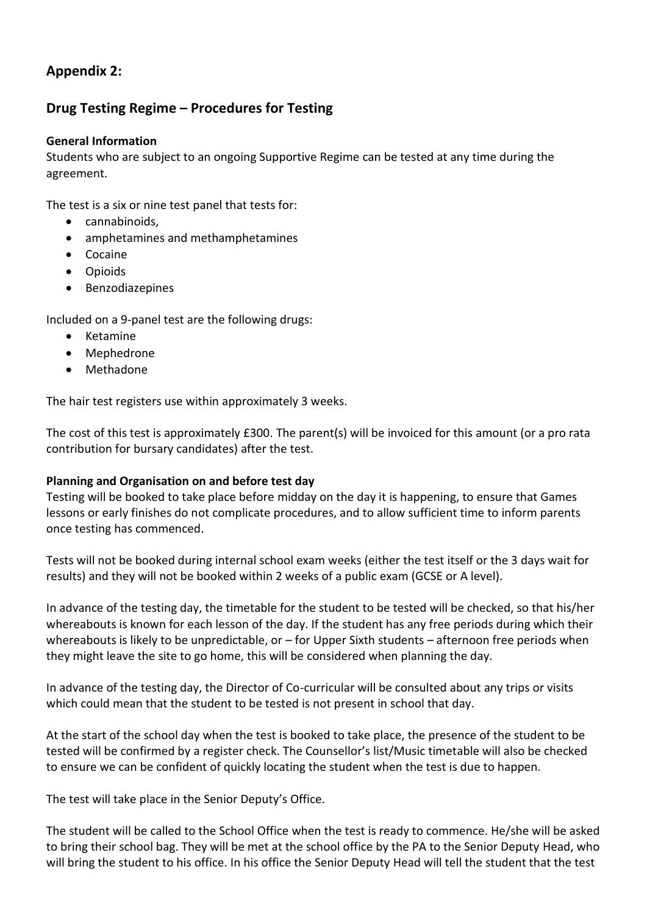## Appendix 2:

## Drug Testing Regime – Procedures for Testing

**General Information**

Students who are subject to an ongoing Supportive Regime can be tested at any time during the agreement.

The test is a six or nine test panel that tests for:

- cannabinoids,
- amphetamines and methamphetamines
- Cocaine
- Opioids
- Benzodiazepines

Included on a 9-panel test are the following drugs:

- Ketamine
- Mephedrone
- Methadone

The hair test registers use within approximately 3 weeks.

The cost of this test is approximately £300. The parent(s) will be invoiced for this amount (or a pro rata contribution for bursary candidates) after the test.

**Planning and Organisation on and before test day**

Testing will be booked to take place before midday on the day it is happening, to ensure that Games lessons or early finishes do not complicate procedures, and to allow sufficient time to inform parents once testing has commenced.

Tests will not be booked during internal school exam weeks (either the test itself or the 3 days wait for results) and they will not be booked within 2 weeks of a public exam (GCSE or A level).

In advance of the testing day, the timetable for the student to be tested will be checked, so that his/her whereabouts is known for each lesson of the day. If the student has any free periods during which their whereabouts is likely to be unpredictable, or – for Upper Sixth students – afternoon free periods when they might leave the site to go home, this will be considered when planning the day.

In advance of the testing day, the Director of Co-curricular will be consulted about any trips or visits which could mean that the student to be tested is not present in school that day.

At the start of the school day when the test is booked to take place, the presence of the student to be tested will be confirmed by a register check. The Counsellor's list/Music timetable will also be checked to ensure we can be confident of quickly locating the student when the test is due to happen.

The test will take place in the Senior Deputy's Office.

The student will be called to the School Office when the test is ready to commence. He/she will be asked to bring their school bag. They will be met at the school office by the PA to the Senior Deputy Head, who will bring the student to his office. In his office the Senior Deputy Head will tell the student that the test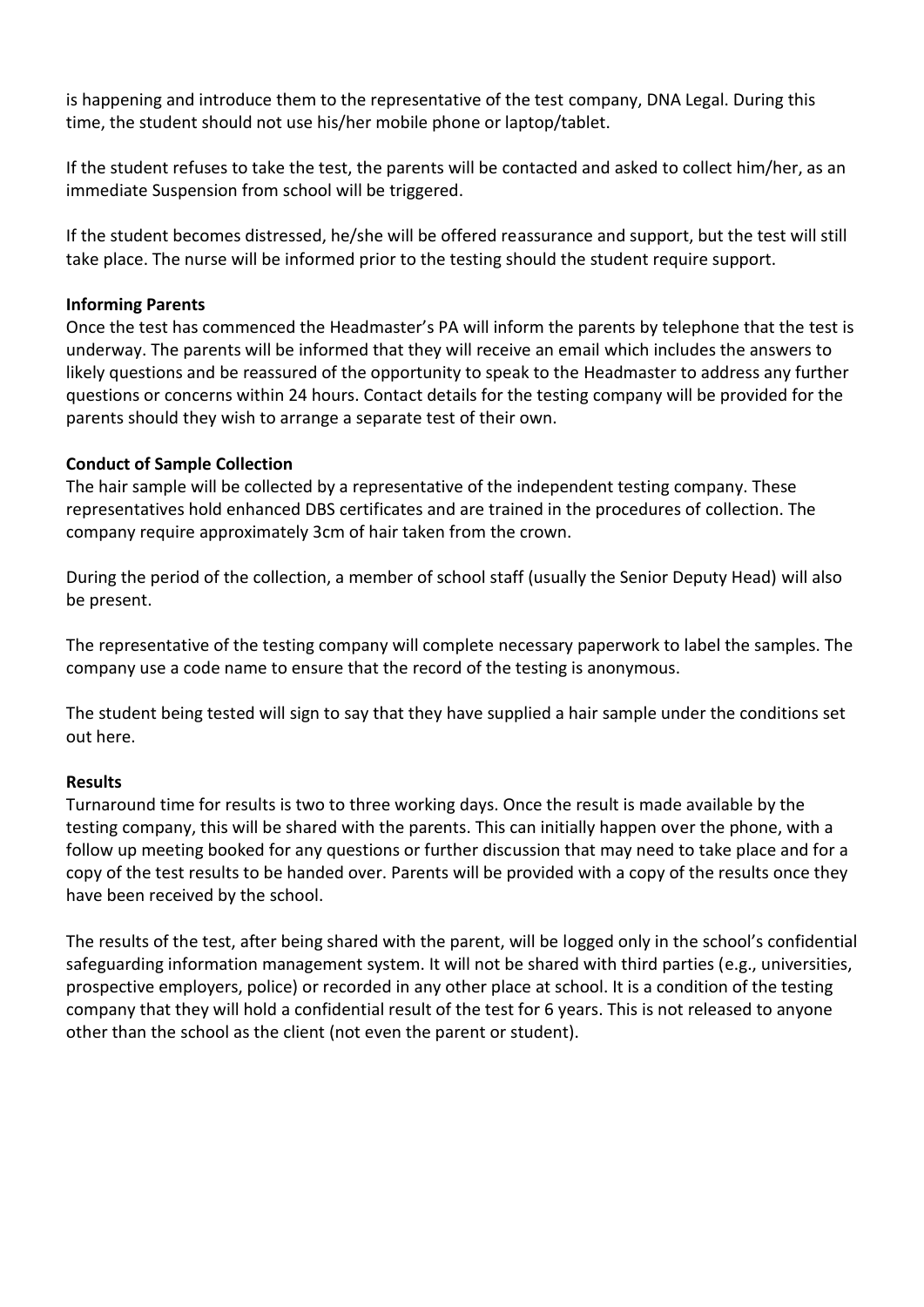is happening and introduce them to the representative of the test company, DNA Legal. During this time, the student should not use his/her mobile phone or laptop/tablet.

If the student refuses to take the test, the parents will be contacted and asked to collect him/her, as an immediate Suspension from school will be triggered.

If the student becomes distressed, he/she will be offered reassurance and support, but the test will still take place. The nurse will be informed prior to the testing should the student require support.

**Informing Parents**

Once the test has commenced the Headmaster's PA will inform the parents by telephone that the test is underway. The parents will be informed that they will receive an email which includes the answers to likely questions and be reassured of the opportunity to speak to the Headmaster to address any further questions or concerns within 24 hours. Contact details for the testing company will be provided for the parents should they wish to arrange a separate test of their own.

**Conduct of Sample Collection**

The hair sample will be collected by a representative of the independent testing company. These representatives hold enhanced DBS certificates and are trained in the procedures of collection. The company require approximately 3cm of hair taken from the crown.

During the period of the collection, a member of school staff (usually the Senior Deputy Head) will also be present.

The representative of the testing company will complete necessary paperwork to label the samples. The company use a code name to ensure that the record of the testing is anonymous.

The student being tested will sign to say that they have supplied a hair sample under the conditions set out here.

**Results**

Turnaround time for results is two to three working days. Once the result is made available by the testing company, this will be shared with the parents. This can initially happen over the phone, with a follow up meeting booked for any questions or further discussion that may need to take place and for a copy of the test results to be handed over. Parents will be provided with a copy of the results once they have been received by the school.

The results of the test, after being shared with the parent, will be logged only in the school's confidential safeguarding information management system. It will not be shared with third parties (e.g., universities, prospective employers, police) or recorded in any other place at school. It is a condition of the testing company that they will hold a confidential result of the test for 6 years. This is not released to anyone other than the school as the client (not even the parent or student).